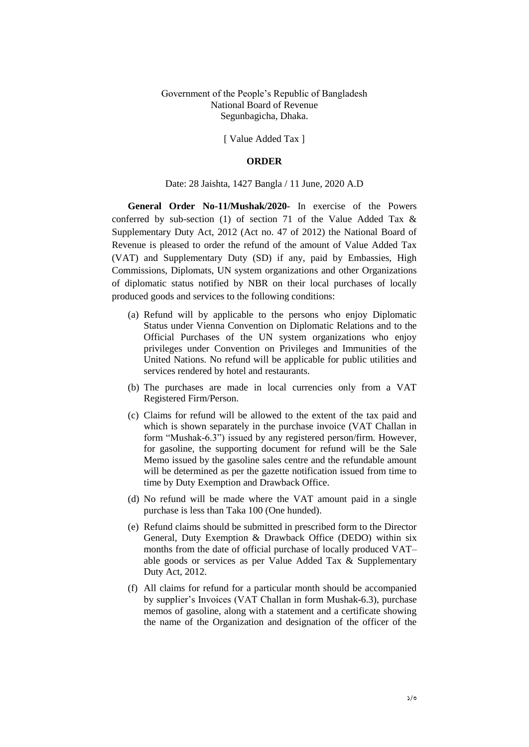Government of the People's Republic of Bangladesh
National Board of Revenue
Segunbagicha, Dhaka.

[ Value Added Tax ]

**ORDER**

Date: 28 Jaishta, 1427 Bangla / 11 June, 2020 A.D

**General Order No-11/Mushak/2020-** In exercise of the Powers conferred by sub-section (1) of section 71 of the Value Added Tax & Supplementary Duty Act, 2012 (Act no. 47 of 2012) the National Board of Revenue is pleased to order the refund of the amount of Value Added Tax (VAT) and Supplementary Duty (SD) if any, paid by Embassies, High Commissions, Diplomats, UN system organizations and other Organizations of diplomatic status notified by NBR on their local purchases of locally produced goods and services to the following conditions:

(a) Refund will by applicable to the persons who enjoy Diplomatic Status under Vienna Convention on Diplomatic Relations and to the Official Purchases of the UN system organizations who enjoy privileges under Convention on Privileges and Immunities of the United Nations. No refund will be applicable for public utilities and services rendered by hotel and restaurants.

(b) The purchases are made in local currencies only from a VAT Registered Firm/Person.

(c) Claims for refund will be allowed to the extent of the tax paid and which is shown separately in the purchase invoice (VAT Challan in form "Mushak-6.3") issued by any registered person/firm. However, for gasoline, the supporting document for refund will be the Sale Memo issued by the gasoline sales centre and the refundable amount will be determined as per the gazette notification issued from time to time by Duty Exemption and Drawback Office.

(d) No refund will be made where the VAT amount paid in a single purchase is less than Taka 100 (One hunded).

(e) Refund claims should be submitted in prescribed form to the Director General, Duty Exemption & Drawback Office (DEDO) within six months from the date of official purchase of locally produced VAT–able goods or services as per Value Added Tax & Supplementary Duty Act, 2012.

(f) All claims for refund for a particular month should be accompanied by supplier's Invoices (VAT Challan in form Mushak-6.3), purchase memos of gasoline, along with a statement and a certificate showing the name of the Organization and designation of the officer of the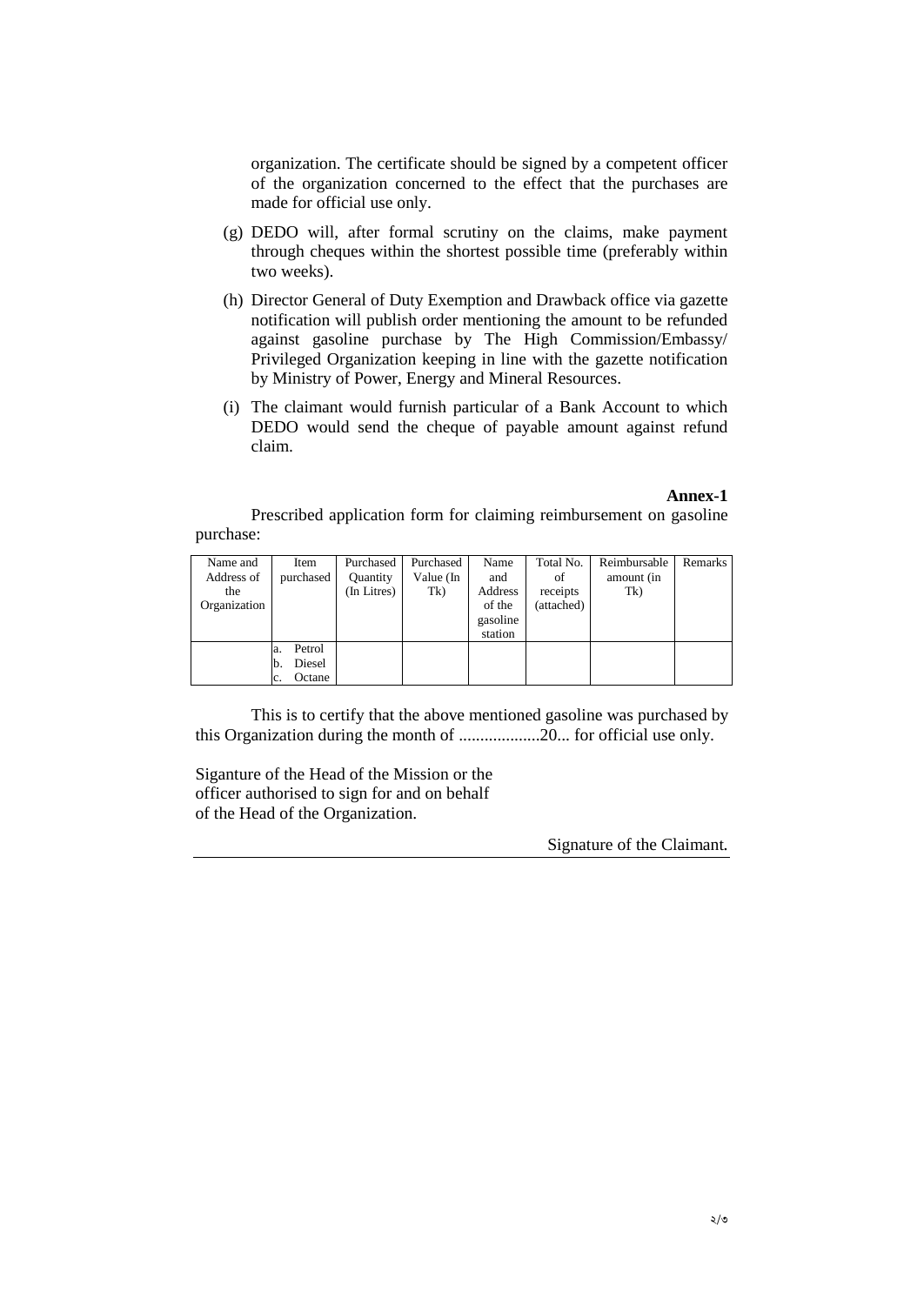organization. The certificate should be signed by a competent officer of the organization concerned to the effect that the purchases are made for official use only.

(g) DEDO will, after formal scrutiny on the claims, make payment through cheques within the shortest possible time (preferably within two weeks).

(h) Director General of Duty Exemption and Drawback office via gazette notification will publish order mentioning the amount to be refunded against gasoline purchase by The High Commission/Embassy/ Privileged Organization keeping in line with the gazette notification by Ministry of Power, Energy and Mineral Resources.

(i) The claimant would furnish particular of a Bank Account to which DEDO would send the cheque of payable amount against refund claim.

**Annex-1**

Prescribed application form for claiming reimbursement on gasoline purchase:

| Name and Address of the Organization | Item purchased | Purchased Quantity (In Litres) | Purchased Value (In Tk) | Name and Address of the gasoline station | Total No. of receipts (attached) | Reimbursable amount (in Tk) | Remarks |
|---|---|---|---|---|---|---|---|
| | a. Petrol<br>b. Diesel<br>c. Octane | | | | | | |

This is to certify that the above mentioned gasoline was purchased by this Organization during the month of ...................20... for official use only.

Siganture of the Head of the Mission or the officer authorised to sign for and on behalf of the Head of the Organization.

Signature of the Claimant.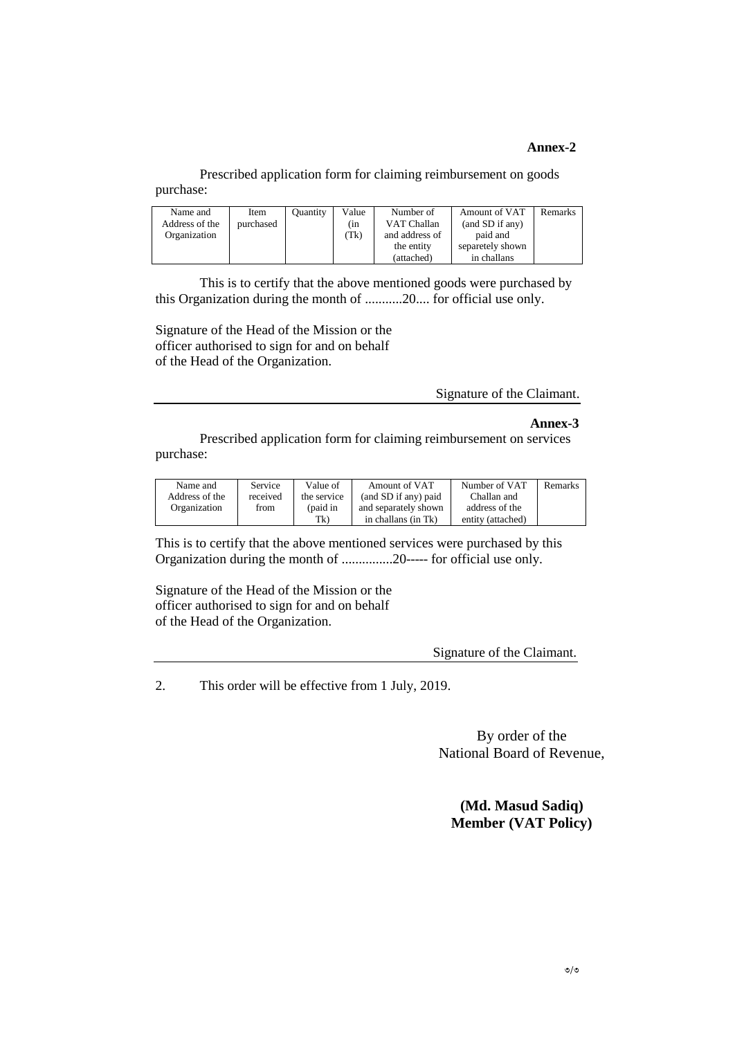**Annex-2**

Prescribed application form for claiming reimbursement on goods purchase:

| Name and Address of the Organization | Item purchased | Quantity | Value (in Tk) | Number of VAT Challan and address of the entity (attached) | Amount of VAT (and SD if any) paid and separetely shown in challans | Remarks |
|---|---|---|---|---|---|---|

This is to certify that the above mentioned goods were purchased by this Organization during the month of ...........20.... for official use only.

Signature of the Head of the Mission or the officer authorised to sign for and on behalf of the Head of the Organization.

Signature of the Claimant.

**Annex-3**

Prescribed application form for claiming reimbursement on services purchase:

| Name and Address of the Organization | Service received from | Value of the service (paid in Tk) | Amount of VAT (and SD if any) paid and separately shown in challans (in Tk) | Number of VAT Challan and address of the entity (attached) | Remarks |
|---|---|---|---|---|---|

This is to certify that the above mentioned services were purchased by this Organization during the month of ...............20----- for official use only.

Signature of the Head of the Mission or the officer authorised to sign for and on behalf of the Head of the Organization.

Signature of the Claimant.

2. This order will be effective from 1 July, 2019.

By order of the
National Board of Revenue,

**(Md. Masud Sadiq)**
**Member (VAT Policy)**